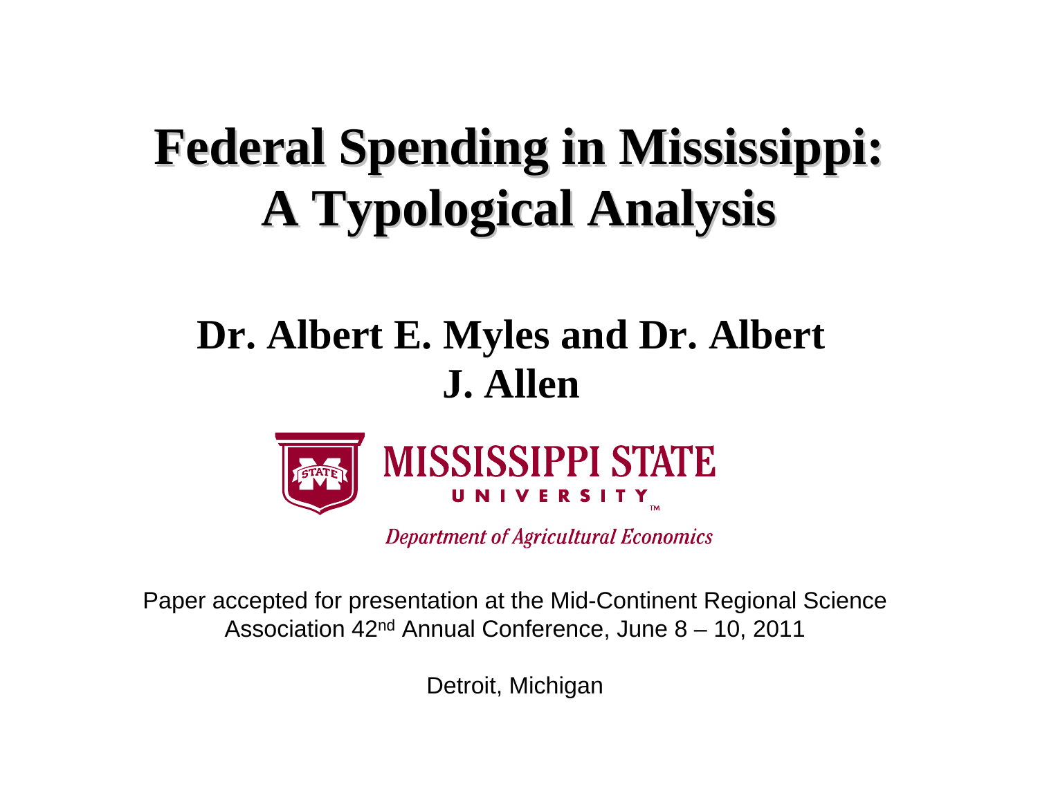# Federal Spending in Mississippi: A Typological Analysis

## Dr. Albert E. Myles and Dr. Albert J. Allen

MISSISSIPPI STATE UNIVERSITY

*Department of Agricultural Economics*

Paper accepted for presentation at the Mid-Continent Regional Science Association 42nd Annual Conference, June 8 – 10, 2011

Detroit, Michigan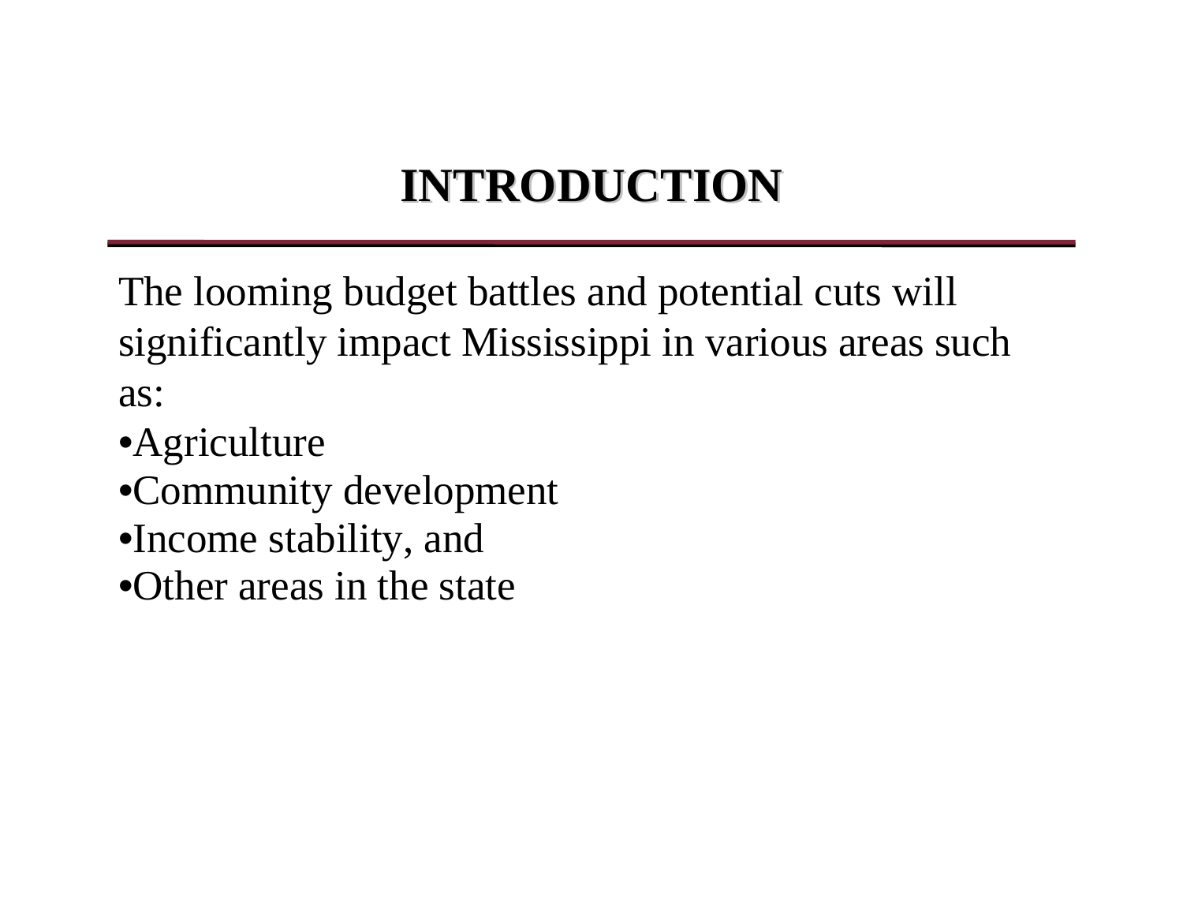# INTRODUCTION

The looming budget battles and potential cuts will significantly impact Mississippi in various areas such as:

- Agriculture
- Community development
- Income stability, and
- Other areas in the state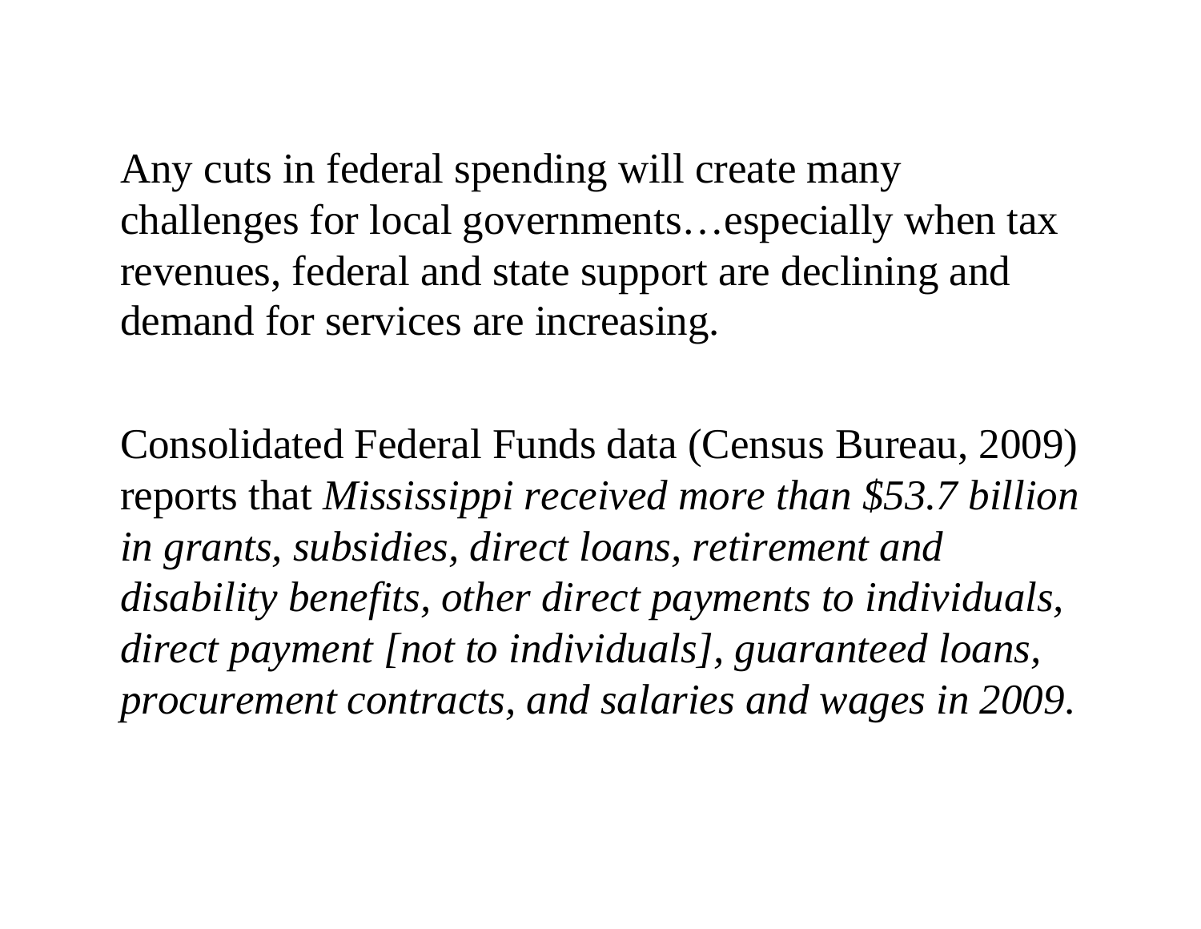Any cuts in federal spending will create many challenges for local governments…especially when tax revenues, federal and state support are declining and demand for services are increasing.

Consolidated Federal Funds data (Census Bureau, 2009) reports that *Mississippi received more than $53.7 billion in grants, subsidies, direct loans, retirement and disability benefits, other direct payments to individuals, direct payment [not to individuals], guaranteed loans, procurement contracts, and salaries and wages in 2009.*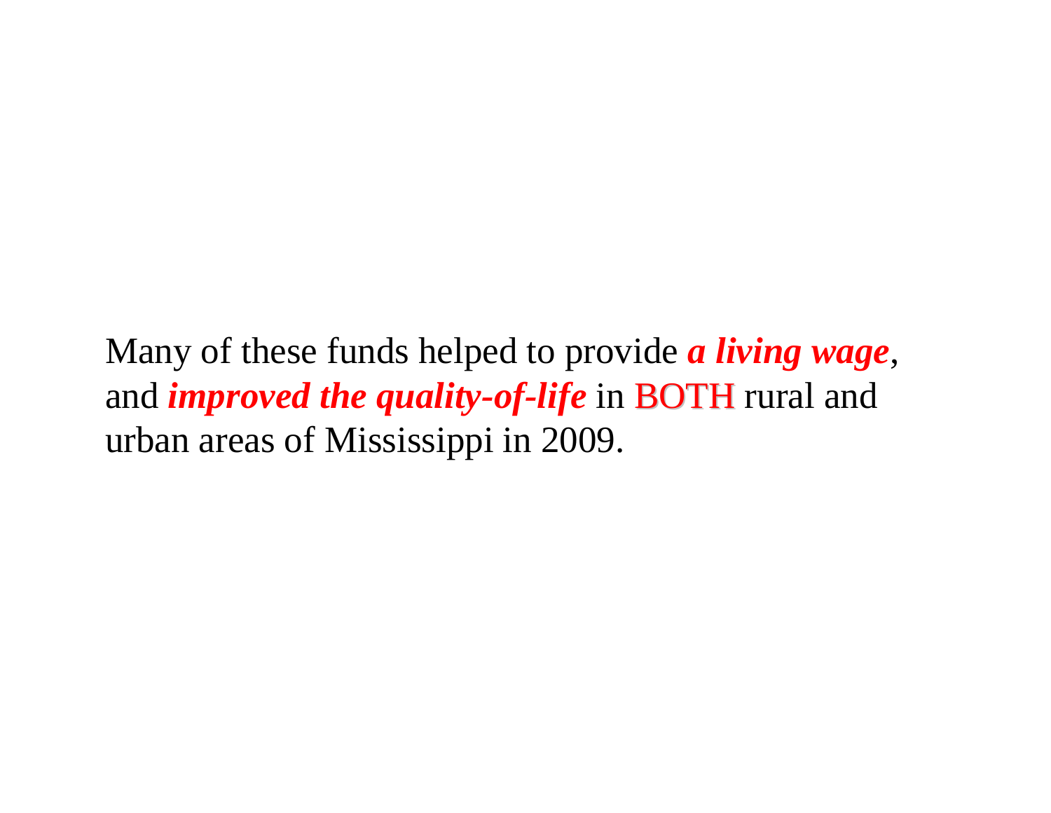Many of these funds helped to provide ***a living wage***, and ***improved the quality-of-life*** in BOTH rural and urban areas of Mississippi in 2009.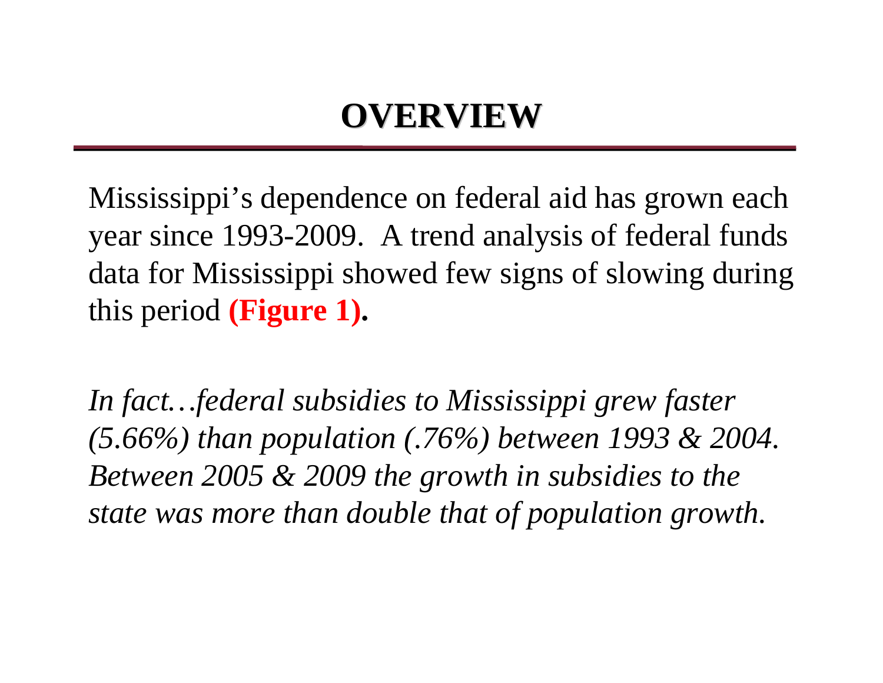# OVERVIEW

Mississippi's dependence on federal aid has grown each year since 1993-2009. A trend analysis of federal funds data for Mississippi showed few signs of slowing during this period **(Figure 1).**

*In fact…federal subsidies to Mississippi grew faster (5.66%) than population (.76%) between 1993 & 2004. Between 2005 & 2009 the growth in subsidies to the state was more than double that of population growth.*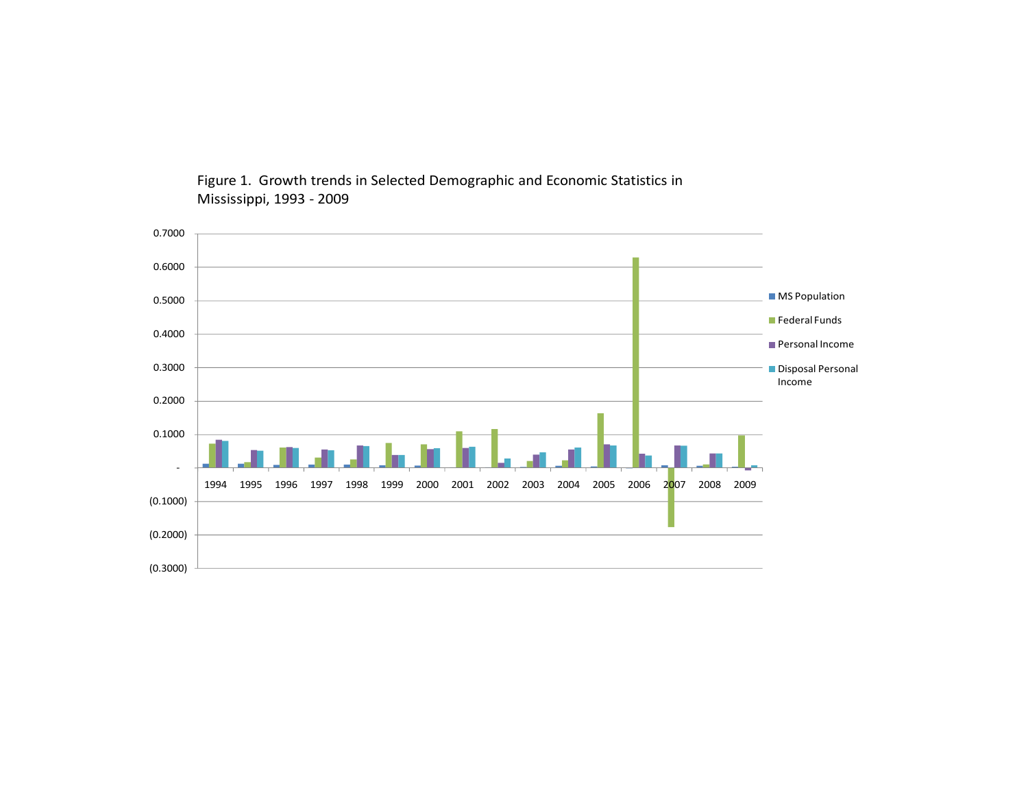Figure 1. Growth trends in Selected Demographic and Economic Statistics in Mississippi, 1993 - 2009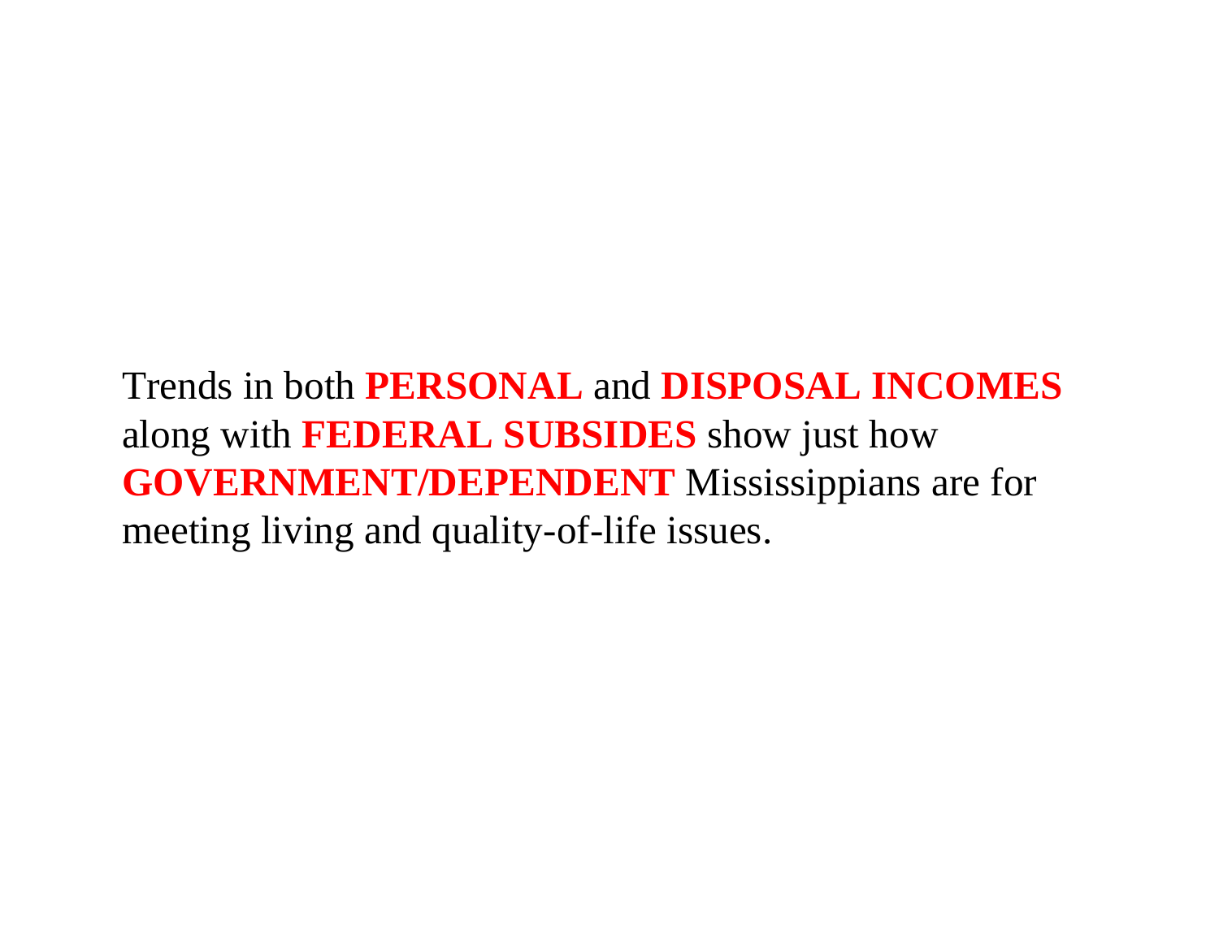Trends in both **PERSONAL** and **DISPOSAL INCOMES** along with **FEDERAL SUBSIDES** show just how **GOVERNMENT/DEPENDENT** Mississippians are for meeting living and quality-of-life issues.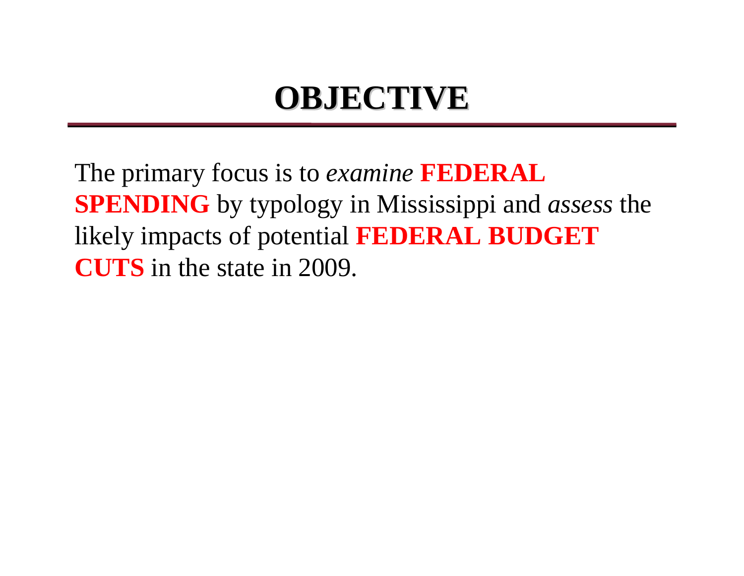# OBJECTIVE

The primary focus is to *examine* **FEDERAL SPENDING** by typology in Mississippi and *assess* the likely impacts of potential **FEDERAL BUDGET CUTS** in the state in 2009.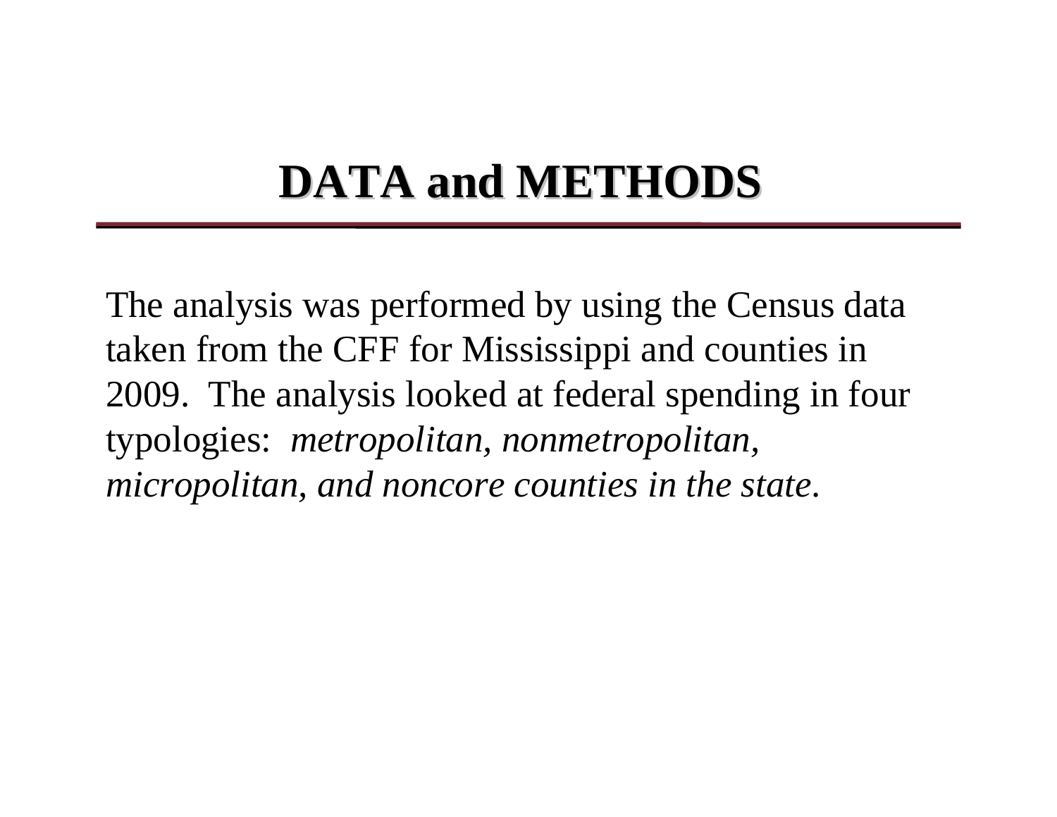# DATA and METHODS

The analysis was performed by using the Census data taken from the CFF for Mississippi and counties in 2009. The analysis looked at federal spending in four typologies: *metropolitan, nonmetropolitan, micropolitan, and noncore counties in the state.*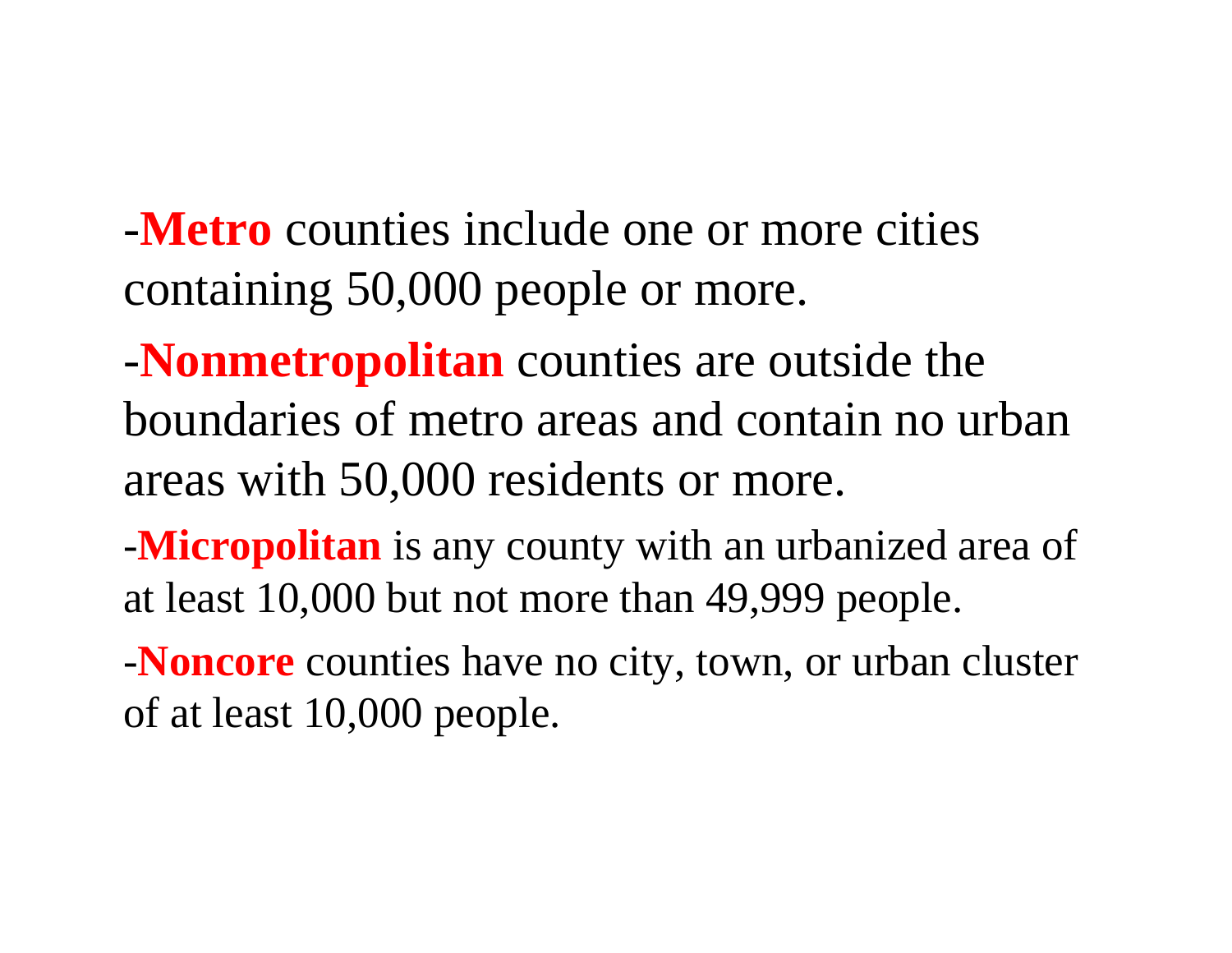-**Metro** counties include one or more cities containing 50,000 people or more.

-**Nonmetropolitan** counties are outside the boundaries of metro areas and contain no urban areas with 50,000 residents or more.

-**Micropolitan** is any county with an urbanized area of at least 10,000 but not more than 49,999 people.

-**Noncore** counties have no city, town, or urban cluster of at least 10,000 people.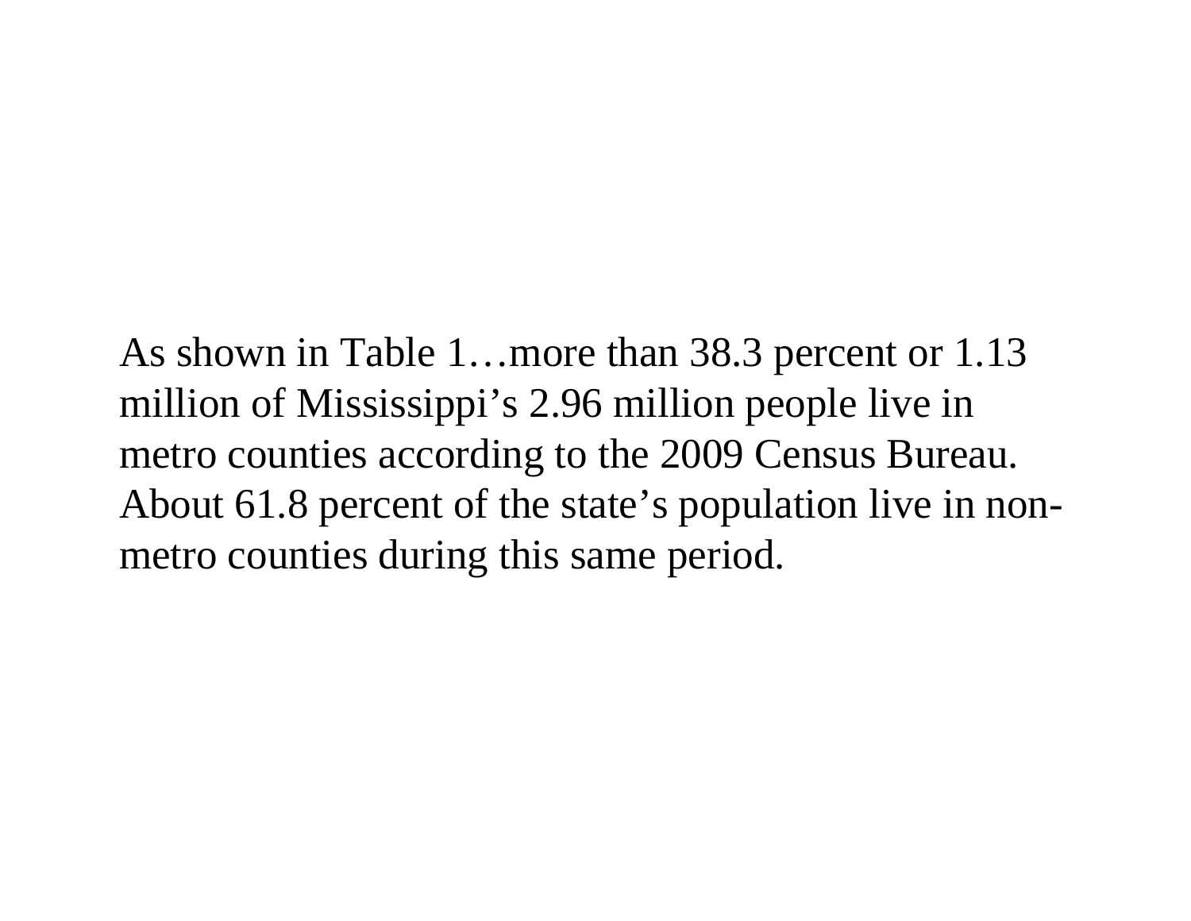As shown in Table 1…more than 38.3 percent or 1.13 million of Mississippi's 2.96 million people live in metro counties according to the 2009 Census Bureau. About 61.8 percent of the state's population live in non-metro counties during this same period.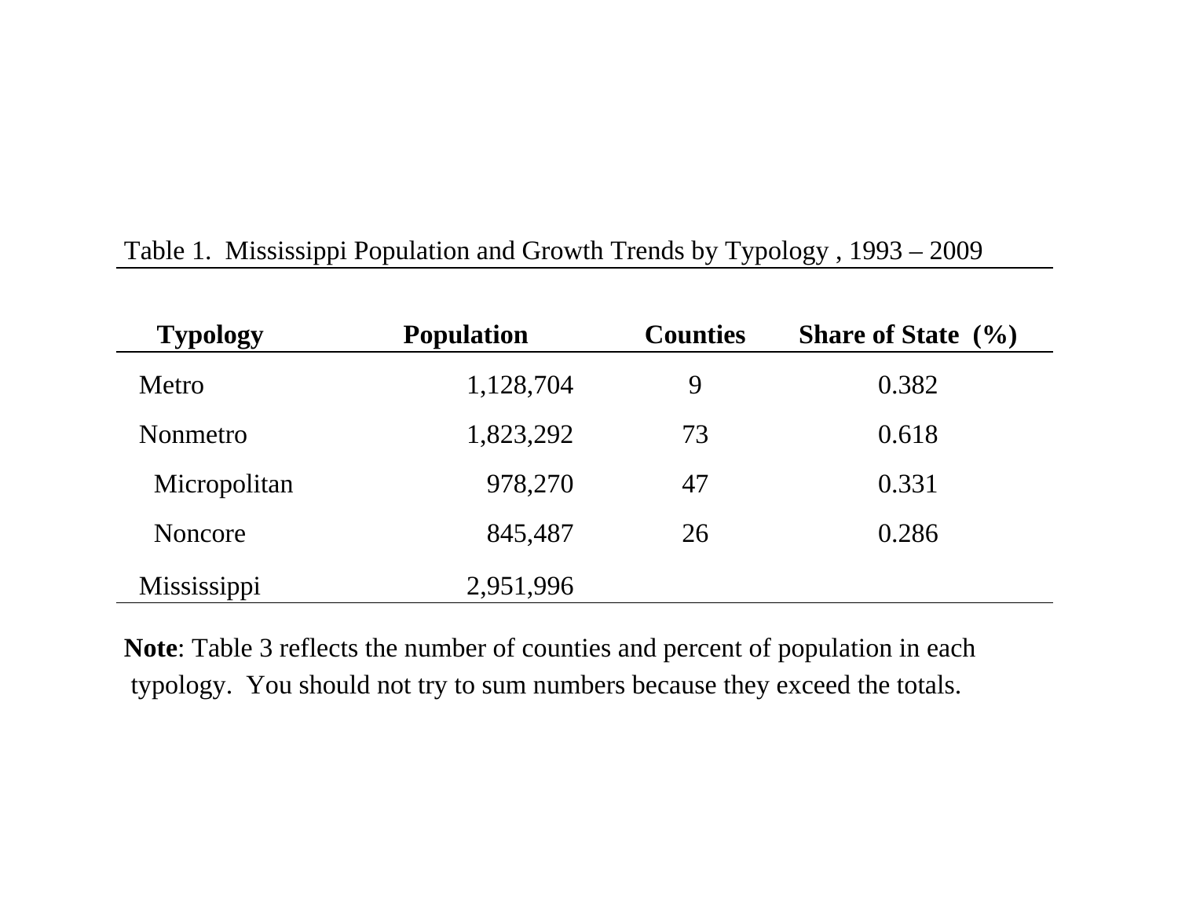Table 1. Mississippi Population and Growth Trends by Typology , 1993 – 2009

| Typology | Population | Counties | Share of State (%) |
|---|---|---|---|
| Metro | 1,128,704 | 9 | 0.382 |
| Nonmetro | 1,823,292 | 73 | 0.618 |
| Micropolitan | 978,270 | 47 | 0.331 |
| Noncore | 845,487 | 26 | 0.286 |
| Mississippi | 2,951,996 | | |

**Note**: Table 3 reflects the number of counties and percent of population in each typology. You should not try to sum numbers because they exceed the totals.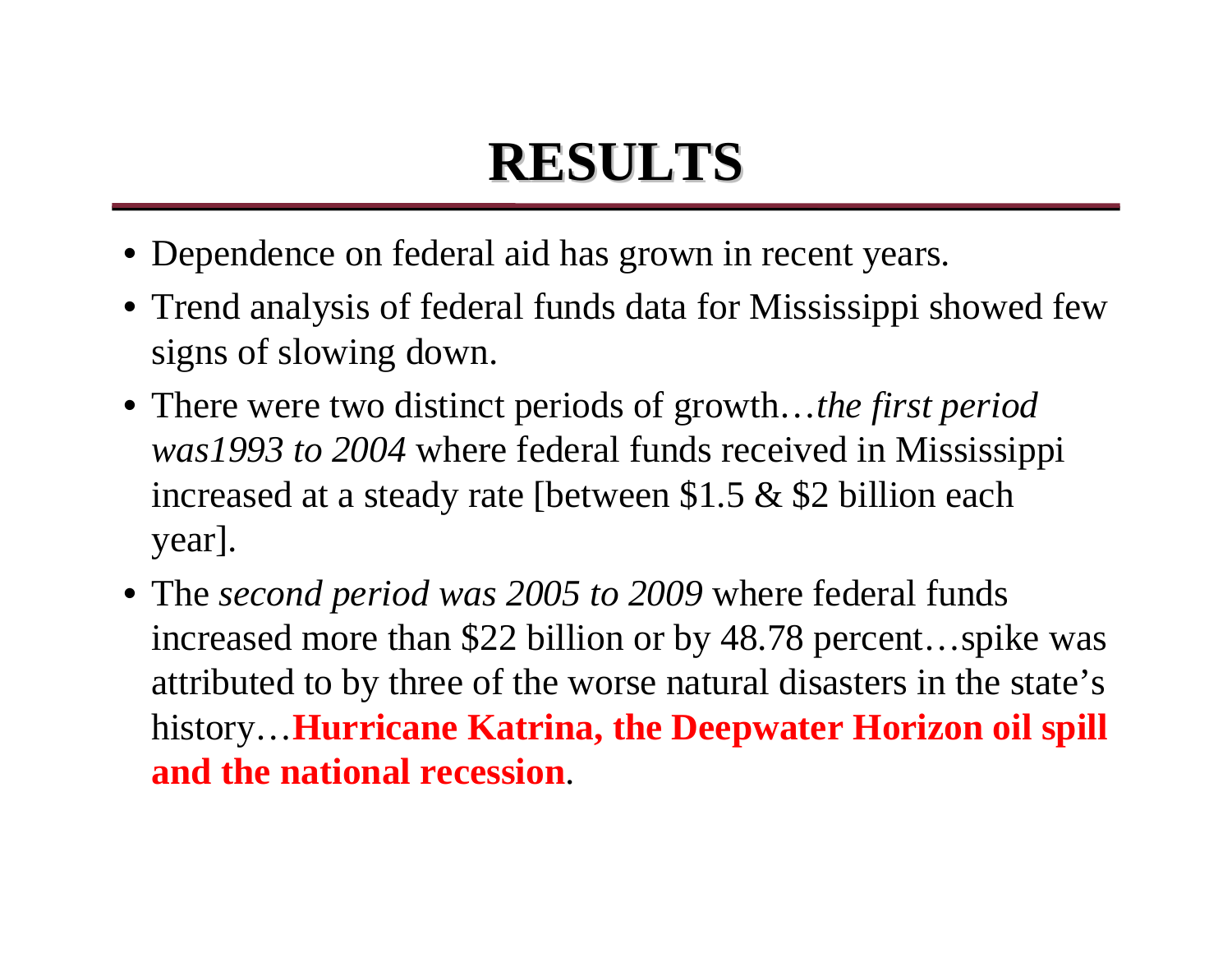# RESULTS

- Dependence on federal aid has grown in recent years.
- Trend analysis of federal funds data for Mississippi showed few signs of slowing down.
- There were two distinct periods of growth…*the first period was1993 to 2004* where federal funds received in Mississippi increased at a steady rate [between $1.5 & $2 billion each year].
- The *second period was 2005 to 2009* where federal funds increased more than $22 billion or by 48.78 percent…spike was attributed to by three of the worse natural disasters in the state's history…**Hurricane Katrina, the Deepwater Horizon oil spill and the national recession**.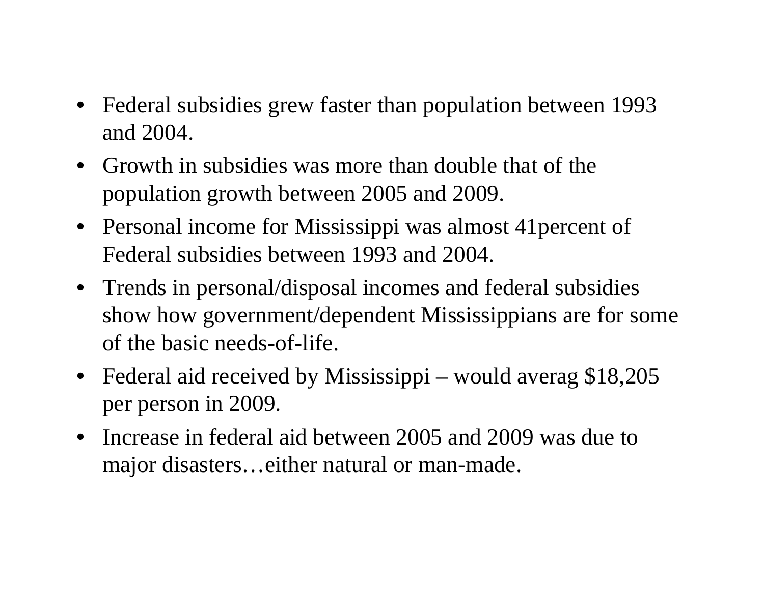- Federal subsidies grew faster than population between 1993 and 2004.
- Growth in subsidies was more than double that of the population growth between 2005 and 2009.
- Personal income for Mississippi was almost 41percent of Federal subsidies between 1993 and 2004.
- Trends in personal/disposal incomes and federal subsidies show how government/dependent Mississippians are for some of the basic needs-of-life.
- Federal aid received by Mississippi – would averag $18,205 per person in 2009.
- Increase in federal aid between 2005 and 2009 was due to major disasters…either natural or man-made.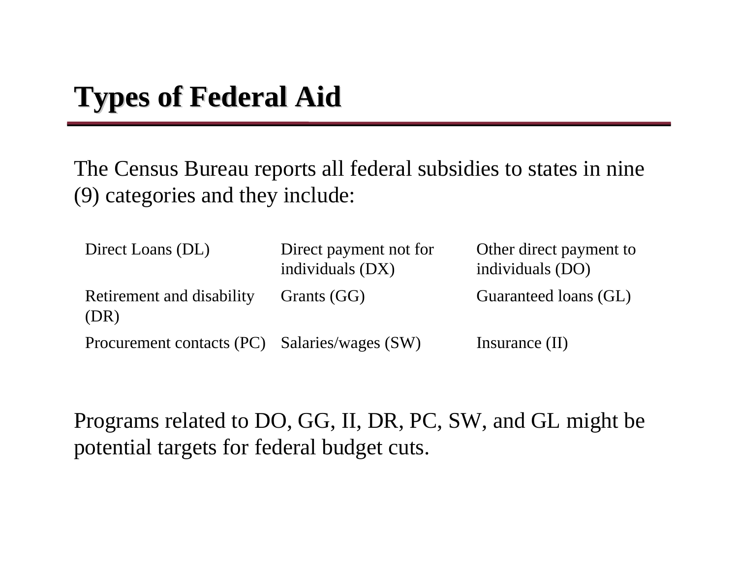# Types of Federal Aid

The Census Bureau reports all federal subsidies to states in nine (9) categories and they include:

| | | |
|---|---|---|
| Direct Loans (DL) | Direct payment not for individuals (DX) | Other direct payment to individuals (DO) |
| Retirement and disability (DR) | Grants (GG) | Guaranteed loans (GL) |
| Procurement contacts (PC) | Salaries/wages (SW) | Insurance (II) |

Programs related to DO, GG, II, DR, PC, SW, and GL might be potential targets for federal budget cuts.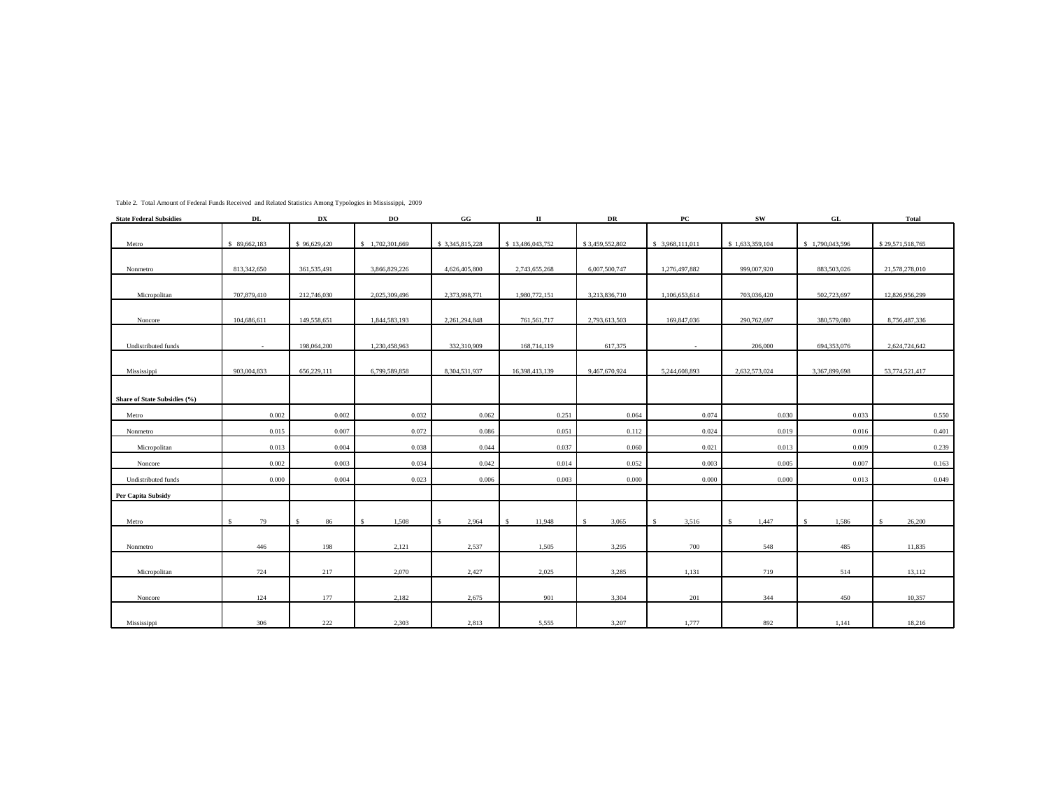Table 2. Total Amount of Federal Funds Received and Related Statistics Among Typologies in Mississippi, 2009

| State Federal Subsidies | DL | DX | DO | GG | II | DR | PC | SW | GL | Total |
|---|---|---|---|---|---|---|---|---|---|---|
| Metro | $ 89,662,183 | $ 96,629,420 | $ 1,702,301,669 | $ 3,345,815,228 | $ 13,486,043,752 | $ 3,459,552,802 | $ 3,968,111,011 | $ 1,633,359,104 | $ 1,790,043,596 | $ 29,571,518,765 |
| Nonmetro | 813,342,650 | 361,535,491 | 3,866,829,226 | 4,626,405,800 | 2,743,655,268 | 6,007,500,747 | 1,276,497,882 | 999,007,920 | 883,503,026 | 21,578,278,010 |
| Micropolitan | 707,879,410 | 212,746,030 | 2,025,309,496 | 2,373,998,771 | 1,980,772,151 | 3,213,836,710 | 1,106,653,614 | 703,036,420 | 502,723,697 | 12,826,956,299 |
| Noncore | 104,686,611 | 149,558,651 | 1,844,583,193 | 2,261,294,848 | 761,561,717 | 2,793,613,503 | 169,847,036 | 290,762,697 | 380,579,080 | 8,756,487,336 |
| Undistributed funds | - | 198,064,200 | 1,230,458,963 | 332,310,909 | 168,714,119 | 617,375 | - | 206,000 | 694,353,076 | 2,624,724,642 |
| Mississippi | 903,004,833 | 656,229,111 | 6,799,589,858 | 8,304,531,937 | 16,398,413,139 | 9,467,670,924 | 5,244,608,893 | 2,632,573,024 | 3,367,899,698 | 53,774,521,417 |
| **Share of State Subsidies (%)** | | | | | | | | | | |
| Metro | 0.002 | 0.002 | 0.032 | 0.062 | 0.251 | 0.064 | 0.074 | 0.030 | 0.033 | 0.550 |
| Nonmetro | 0.015 | 0.007 | 0.072 | 0.086 | 0.051 | 0.112 | 0.024 | 0.019 | 0.016 | 0.401 |
| Micropolitan | 0.013 | 0.004 | 0.038 | 0.044 | 0.037 | 0.060 | 0.021 | 0.013 | 0.009 | 0.239 |
| Noncore | 0.002 | 0.003 | 0.034 | 0.042 | 0.014 | 0.052 | 0.003 | 0.005 | 0.007 | 0.163 |
| Undistributed funds | 0.000 | 0.004 | 0.023 | 0.006 | 0.003 | 0.000 | 0.000 | 0.000 | 0.013 | 0.049 |
| **Per Capita Subsidy** | | | | | | | | | | |
| Metro | $ 79 | $ 86 | $ 1,508 | $ 2,964 | $ 11,948 | $ 3,065 | $ 3,516 | $ 1,447 | $ 1,586 | $ 26,200 |
| Nonmetro | 446 | 198 | 2,121 | 2,537 | 1,505 | 3,295 | 700 | 548 | 485 | 11,835 |
| Micropolitan | 724 | 217 | 2,070 | 2,427 | 2,025 | 3,285 | 1,131 | 719 | 514 | 13,112 |
| Noncore | 124 | 177 | 2,182 | 2,675 | 901 | 3,304 | 201 | 344 | 450 | 10,357 |
| Mississippi | 306 | 222 | 2,303 | 2,813 | 5,555 | 3,207 | 1,777 | 892 | 1,141 | 18,216 |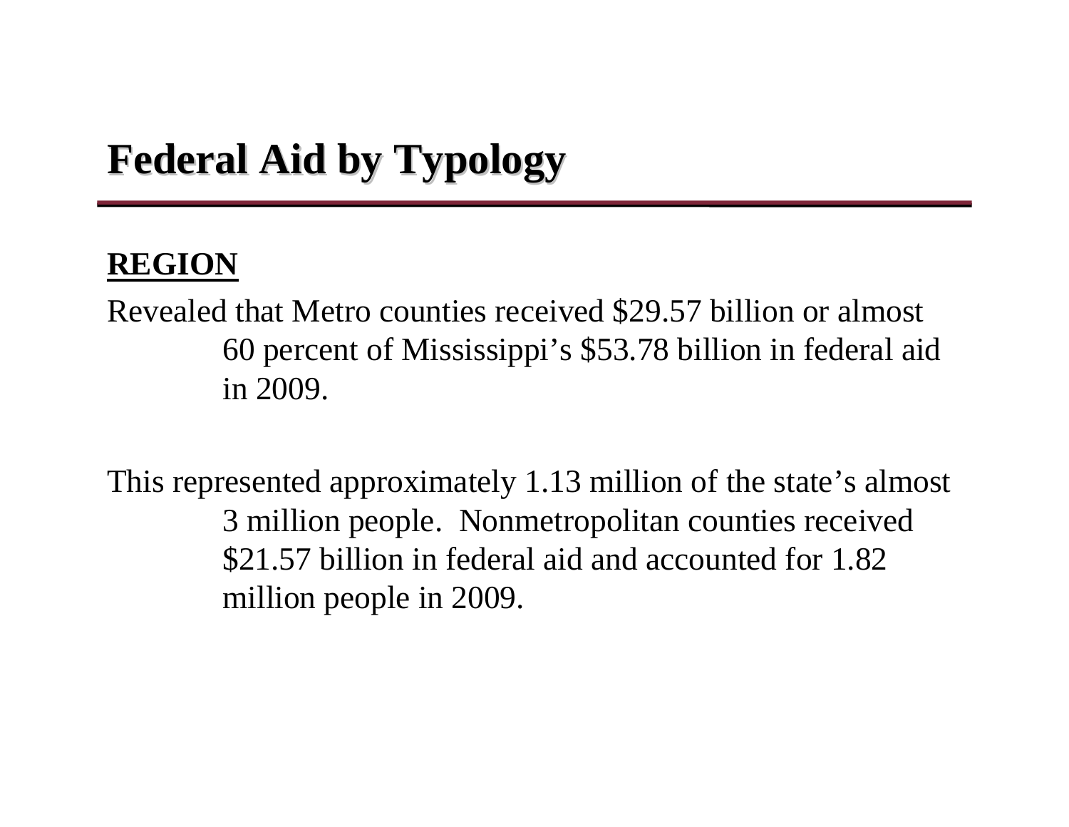# Federal Aid by Typology

**REGION**

Revealed that Metro counties received $29.57 billion or almost 60 percent of Mississippi’s $53.78 billion in federal aid in 2009.

This represented approximately 1.13 million of the state’s almost 3 million people. Nonmetropolitan counties received $21.57 billion in federal aid and accounted for 1.82 million people in 2009.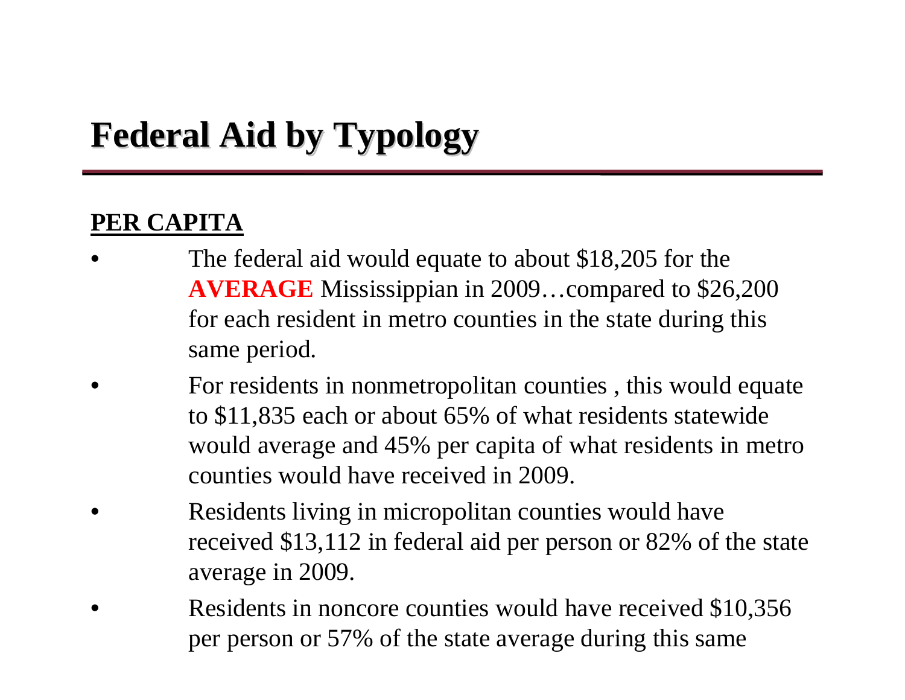# Federal Aid by Typology

**PER CAPITA**

- The federal aid would equate to about $18,205 for the **AVERAGE** Mississippian in 2009…compared to $26,200 for each resident in metro counties in the state during this same period.
- For residents in nonmetropolitan counties , this would equate to $11,835 each or about 65% of what residents statewide would average and 45% per capita of what residents in metro counties would have received in 2009.
- Residents living in micropolitan counties would have received $13,112 in federal aid per person or 82% of the state average in 2009.
- Residents in noncore counties would have received $10,356 per person or 57% of the state average during this same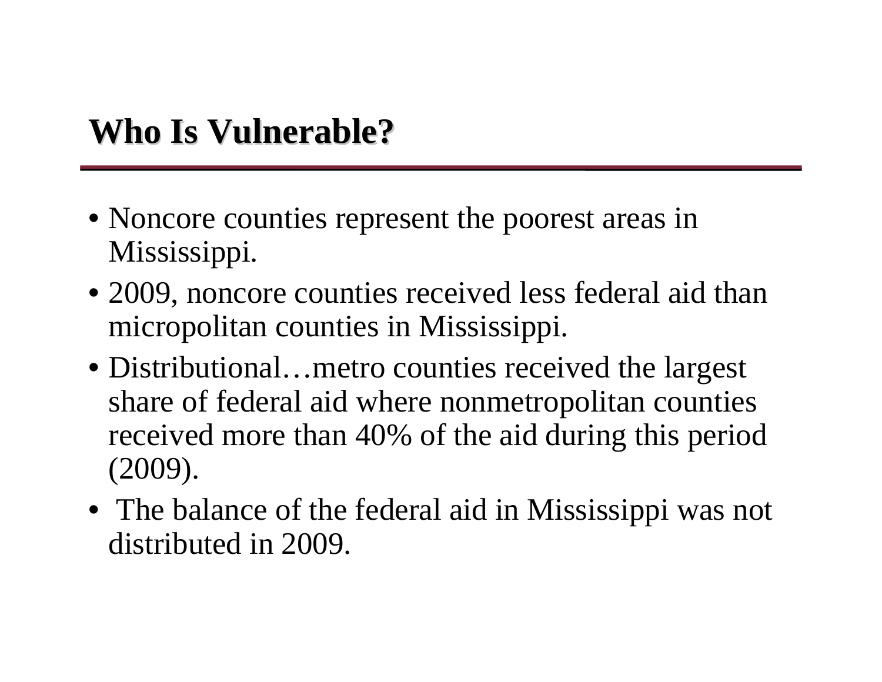# Who Is Vulnerable?

- Noncore counties represent the poorest areas in Mississippi.
- 2009, noncore counties received less federal aid than micropolitan counties in Mississippi.
- Distributional…metro counties received the largest share of federal aid where nonmetropolitan counties received more than 40% of the aid during this period (2009).
- The balance of the federal aid in Mississippi was not distributed in 2009.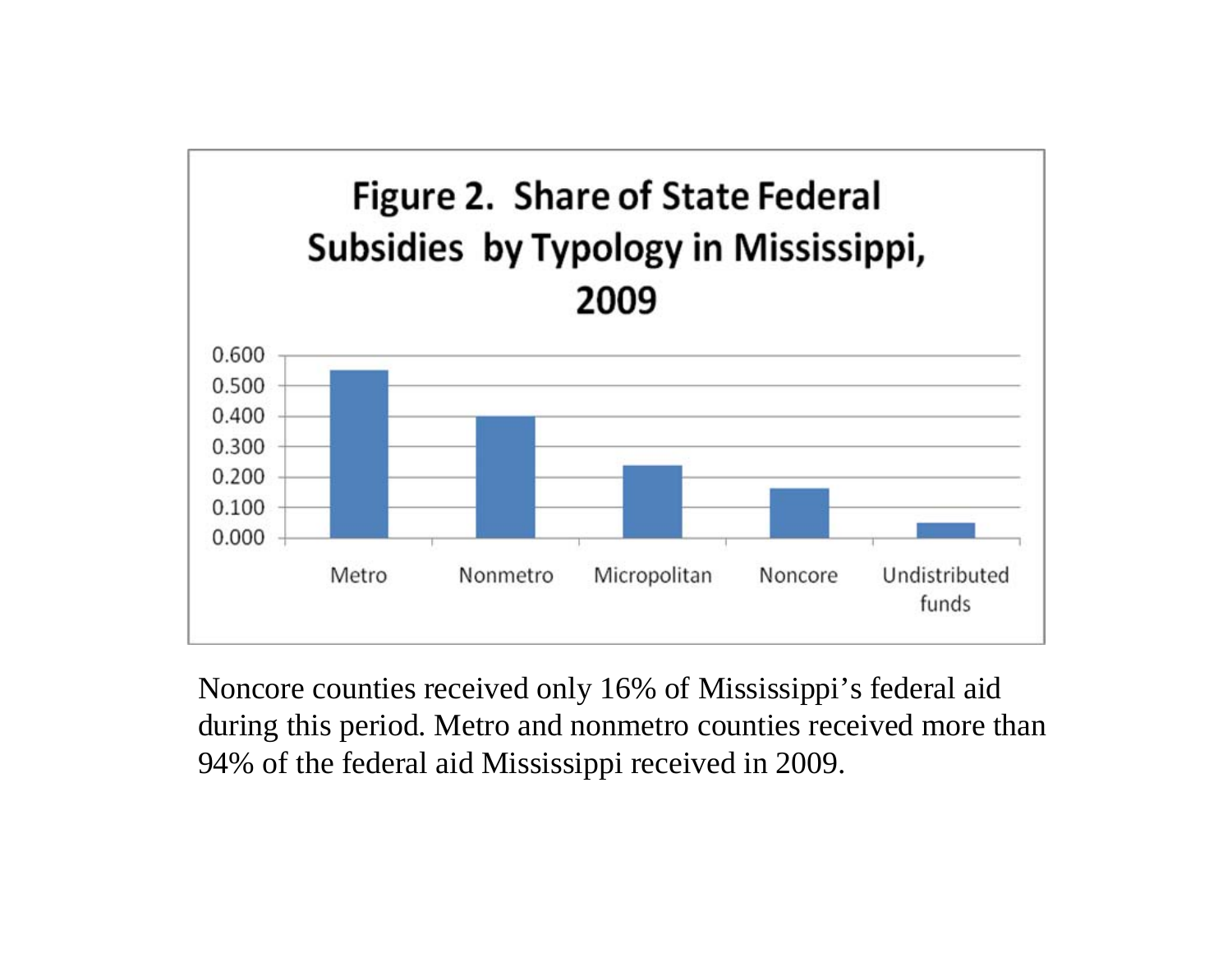**Figure 2. Share of State Federal Subsidies by Typology in Mississippi, 2009**

Noncore counties received only 16% of Mississippi's federal aid during this period. Metro and nonmetro counties received more than 94% of the federal aid Mississippi received in 2009.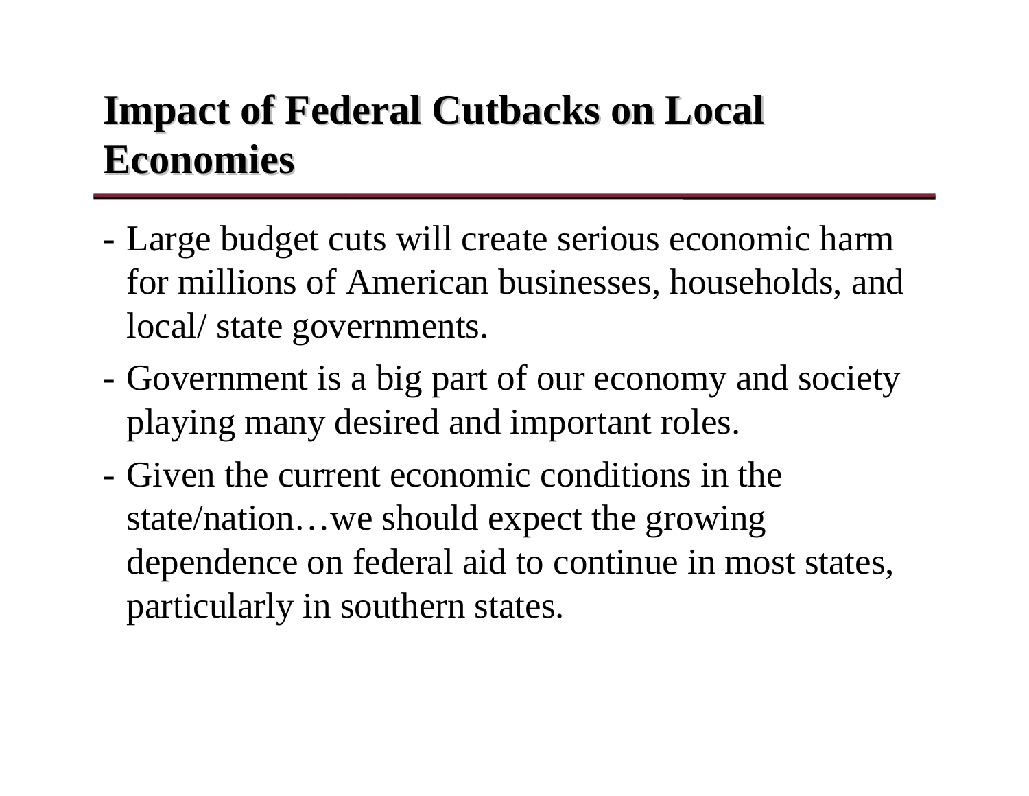## Impact of Federal Cutbacks on Local Economies

- Large budget cuts will create serious economic harm for millions of American businesses, households, and local/ state governments.
- Government is a big part of our economy and society playing many desired and important roles.
- Given the current economic conditions in the state/nation…we should expect the growing dependence on federal aid to continue in most states, particularly in southern states.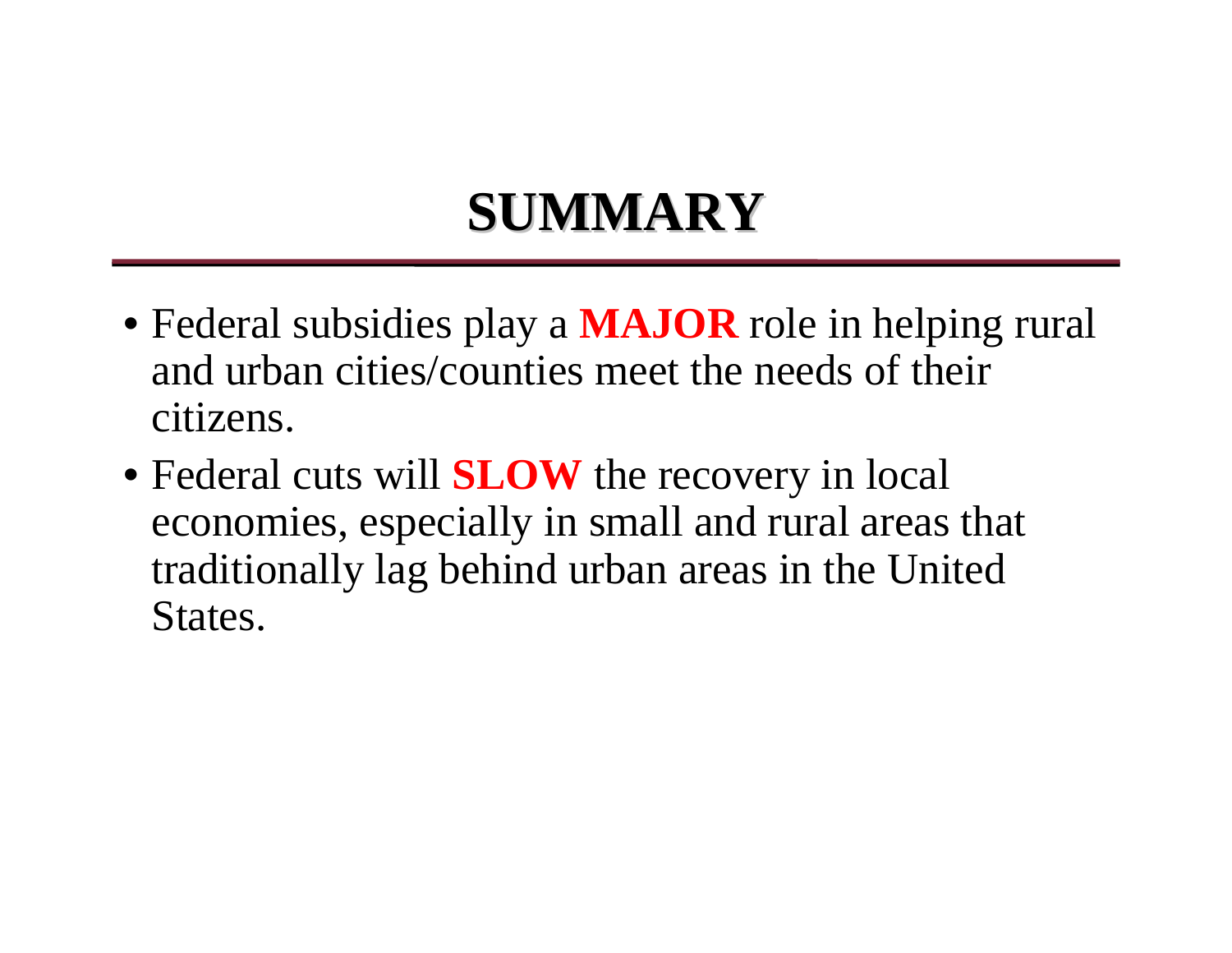# SUMMARY

- Federal subsidies play a **MAJOR** role in helping rural and urban cities/counties meet the needs of their citizens.
- Federal cuts will **SLOW** the recovery in local economies, especially in small and rural areas that traditionally lag behind urban areas in the United States.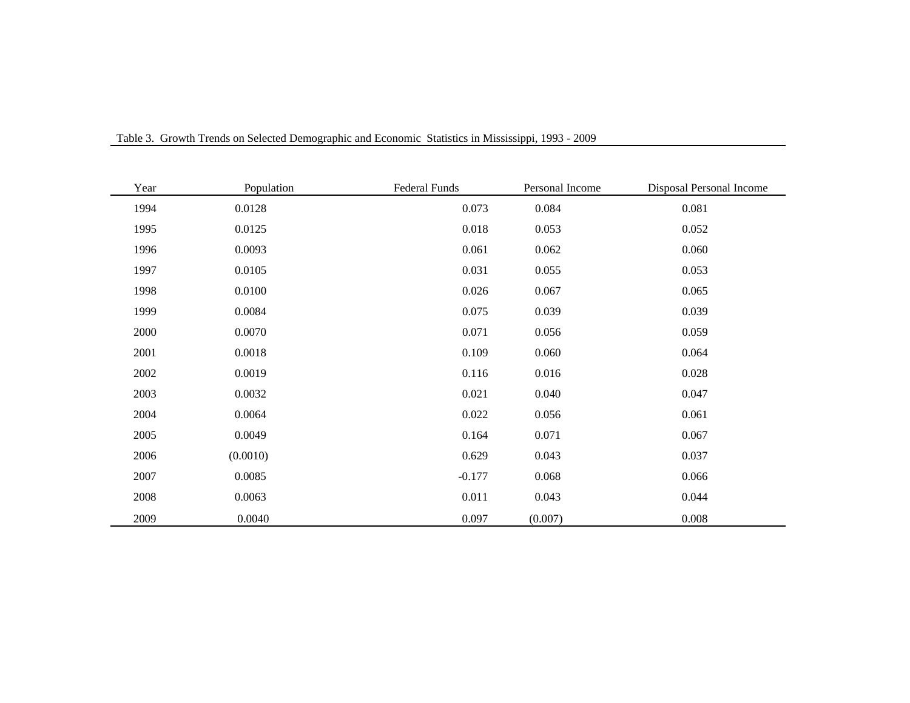Table 3. Growth Trends on Selected Demographic and Economic Statistics in Mississippi, 1993 - 2009

| Year | Population | Federal Funds | Personal Income | Disposal Personal Income |
|---|---|---|---|---|
| 1994 | 0.0128 | 0.073 | 0.084 | 0.081 |
| 1995 | 0.0125 | 0.018 | 0.053 | 0.052 |
| 1996 | 0.0093 | 0.061 | 0.062 | 0.060 |
| 1997 | 0.0105 | 0.031 | 0.055 | 0.053 |
| 1998 | 0.0100 | 0.026 | 0.067 | 0.065 |
| 1999 | 0.0084 | 0.075 | 0.039 | 0.039 |
| 2000 | 0.0070 | 0.071 | 0.056 | 0.059 |
| 2001 | 0.0018 | 0.109 | 0.060 | 0.064 |
| 2002 | 0.0019 | 0.116 | 0.016 | 0.028 |
| 2003 | 0.0032 | 0.021 | 0.040 | 0.047 |
| 2004 | 0.0064 | 0.022 | 0.056 | 0.061 |
| 2005 | 0.0049 | 0.164 | 0.071 | 0.067 |
| 2006 | (0.0010) | 0.629 | 0.043 | 0.037 |
| 2007 | 0.0085 | -0.177 | 0.068 | 0.066 |
| 2008 | 0.0063 | 0.011 | 0.043 | 0.044 |
| 2009 | 0.0040 | 0.097 | (0.007) | 0.008 |